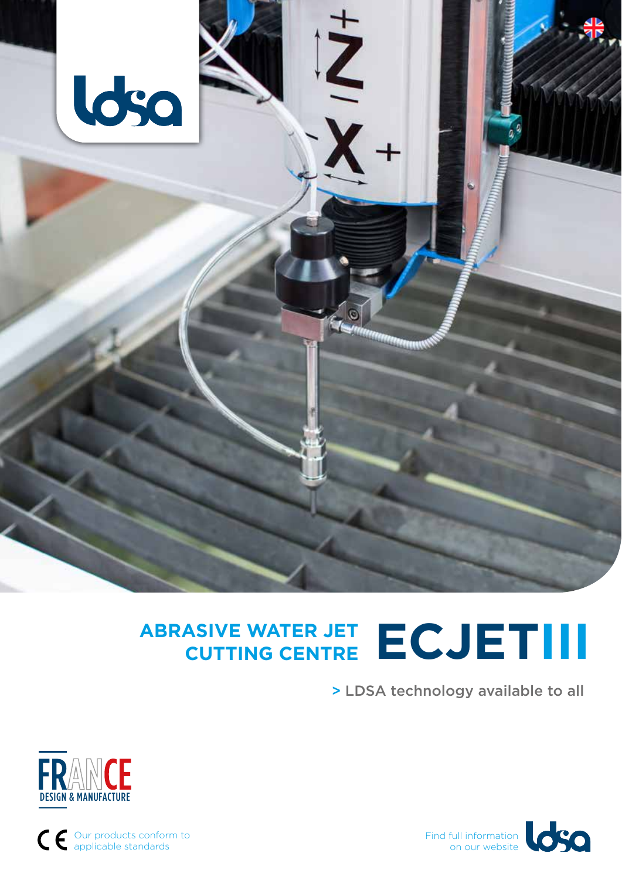# ABRASIVE WATER JET CUTTING CENTRE ECJETIII

> LDSA technology available to all

FRANCE DESIGN & MANUFACTURE

Our products conform to applicable standards

Find full information on our website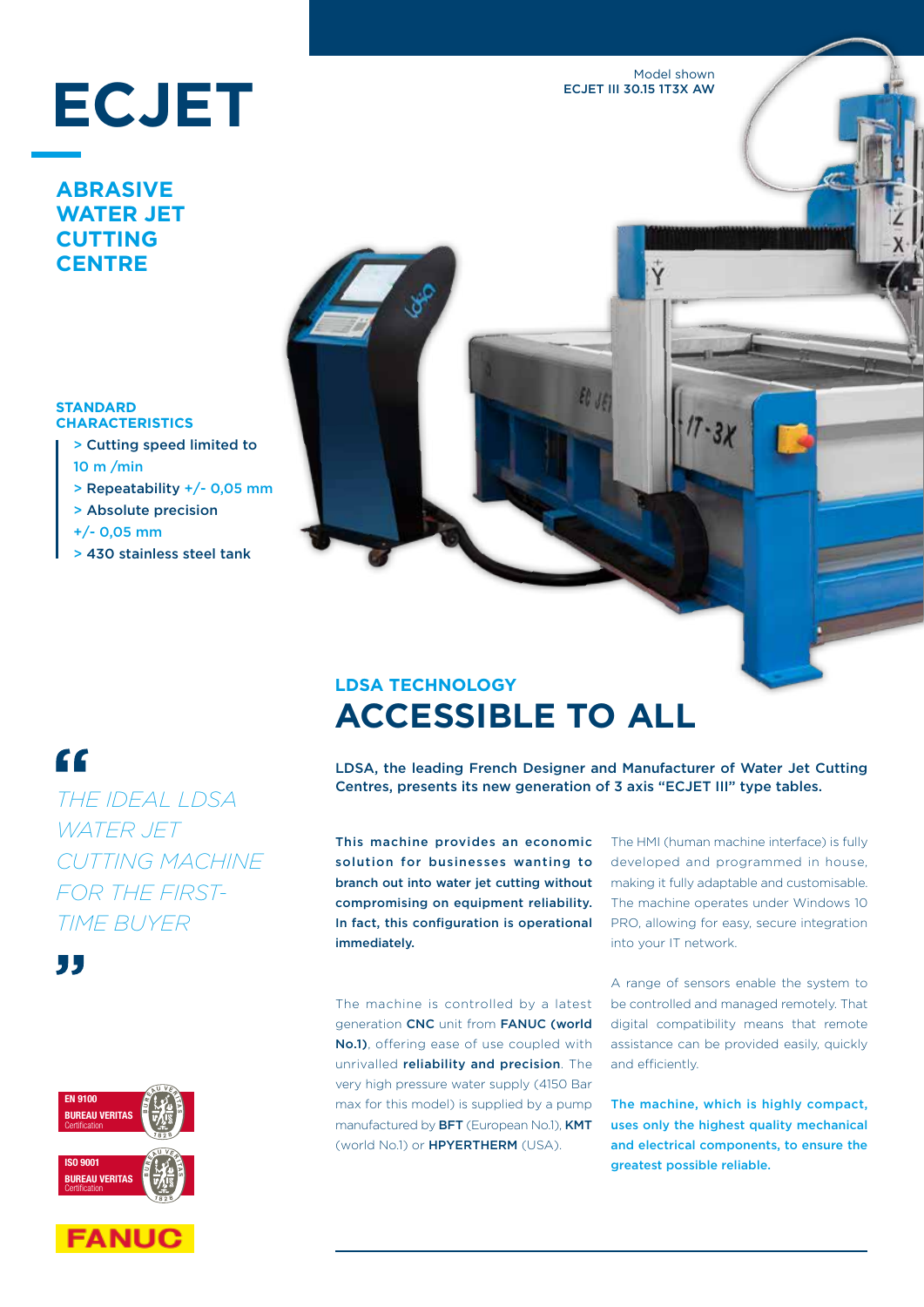# ECJET

## ABRASIVE WATER JET CUTTING CENTRE

Model shown
ECJET III 30.15 1T3X AW

### STANDARD CHARACTERISTICS

- > Cutting speed limited to 10 m /min
- > Repeatability +/- 0,05 mm
- > Absolute precision +/- 0,05 mm
- > 430 stainless steel tank

*"THE IDEAL LDSA WATER JET CUTTING MACHINE FOR THE FIRST-TIME BUYER"*

EN 9100 BUREAU VERITAS Certification

ISO 9001 BUREAU VERITAS Certification

FANUC

### LDSA TECHNOLOGY

## ACCESSIBLE TO ALL

LDSA, the leading French Designer and Manufacturer of Water Jet Cutting Centres, presents its new generation of 3 axis "ECJET III" type tables.

**This machine provides an economic solution for businesses wanting to branch out into water jet cutting without compromising on equipment reliability. In fact, this configuration is operational immediately.**

The machine is controlled by a latest generation **CNC** unit from **FANUC (world No.1)**, offering ease of use coupled with unrivalled **reliability and precision**. The very high pressure water supply (4150 Bar max for this model) is supplied by a pump manufactured by **BFT** (European No.1), **KMT** (world No.1) or **HPYERTHERM** (USA).

The HMI (human machine interface) is fully developed and programmed in house, making it fully adaptable and customisable. The machine operates under Windows 10 PRO, allowing for easy, secure integration into your IT network.

A range of sensors enable the system to be controlled and managed remotely. That digital compatibility means that remote assistance can be provided easily, quickly and efficiently.

**The machine, which is highly compact, uses only the highest quality mechanical and electrical components, to ensure the greatest possible reliable.**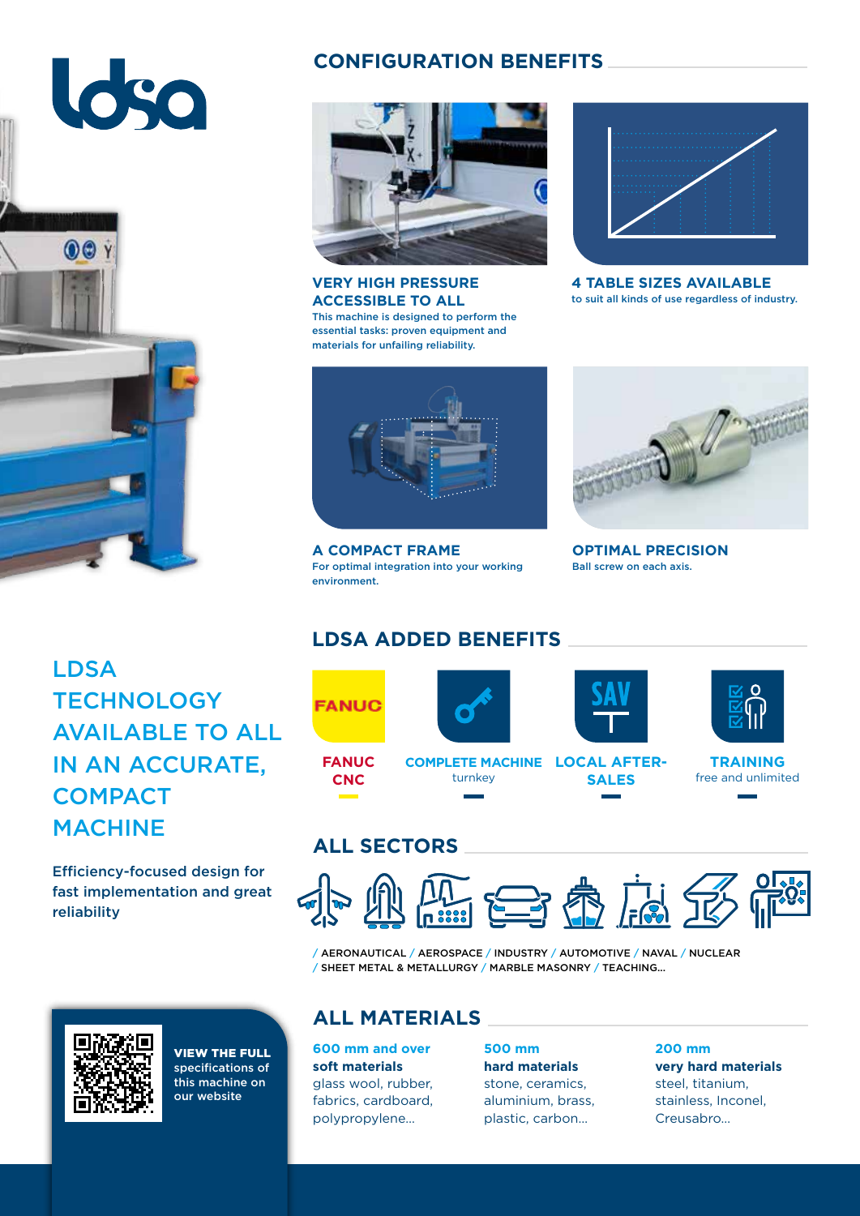ldsa

## LDSA TECHNOLOGY AVAILABLE TO ALL IN AN ACCURATE, COMPACT MACHINE

Efficiency-focused design for fast implementation and great reliability

**VIEW THE FULL** specifications of this machine on our website

## CONFIGURATION BENEFITS

### VERY HIGH PRESSURE ACCESSIBLE TO ALL

This machine is designed to perform the essential tasks: proven equipment and materials for unfailing reliability.

### 4 TABLE SIZES AVAILABLE

to suit all kinds of use regardless of industry.

### A COMPACT FRAME

For optimal integration into your working environment.

### OPTIMAL PRECISION

Ball screw on each axis.

## LDSA ADDED BENEFITS

**FANUC CNC**

**COMPLETE MACHINE**
turnkey

**LOCAL AFTER-SALES**

**TRAINING**
free and unlimited

## ALL SECTORS

/ AERONAUTICAL / AEROSPACE / INDUSTRY / AUTOMOTIVE / NAVAL / NUCLEAR / SHEET METAL & METALLURGY / MARBLE MASONRY / TEACHING...

## ALL MATERIALS

**600 mm and over**
**soft materials**
glass wool, rubber, fabrics, cardboard, polypropylene...

**500 mm**
**hard materials**
stone, ceramics, aluminium, brass, plastic, carbon...

**200 mm**
**very hard materials**
steel, titanium, stainless, Inconel, Creusabro...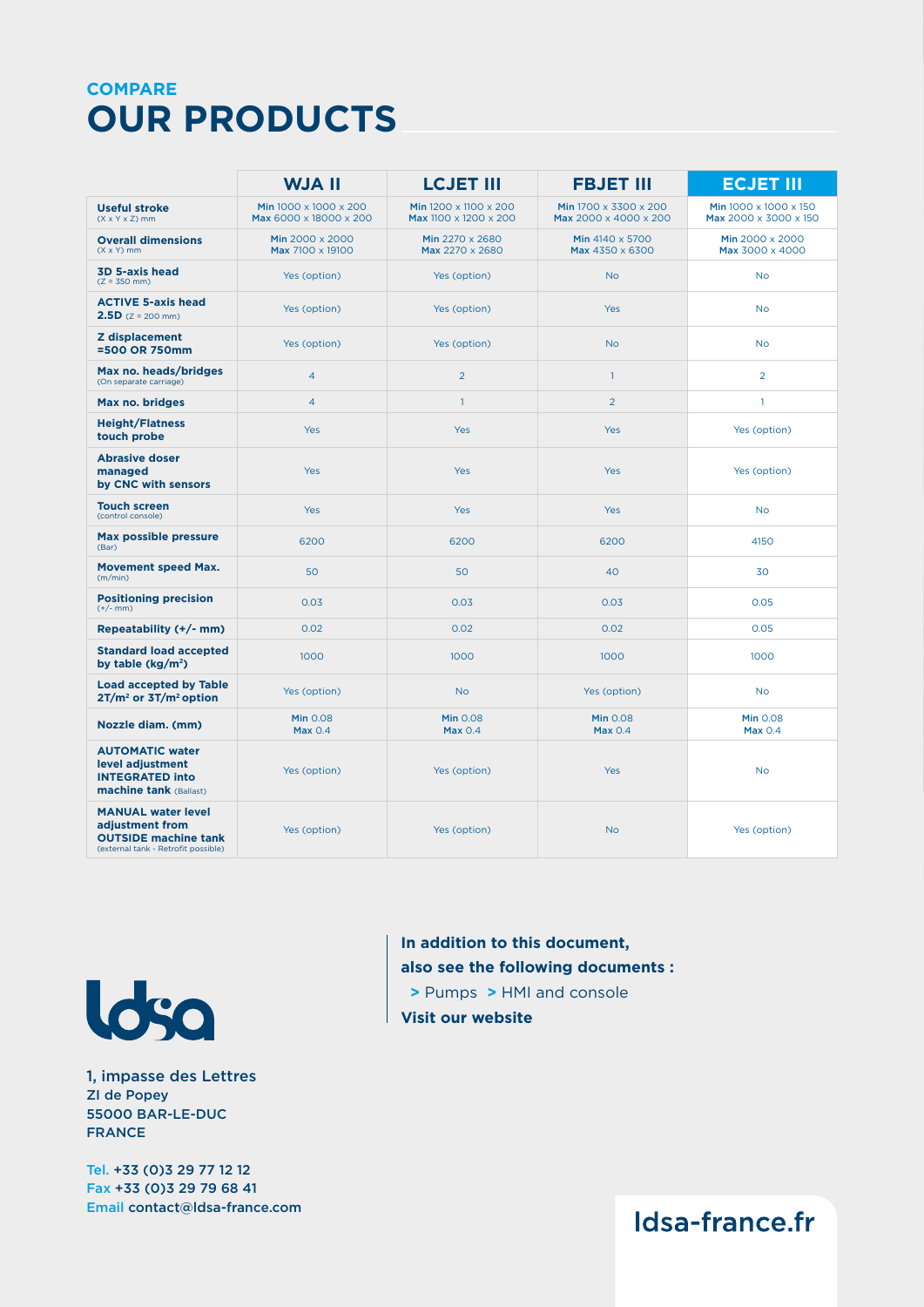**COMPARE**

# OUR PRODUCTS

| | WJA II | LCJET III | FBJET III | ECJET III |
|---|---|---|---|---|
| **Useful stroke** (X x Y x Z) mm | **Min** 1000 x 1000 x 200 **Max** 6000 x 18000 x 200 | **Min** 1200 x 1100 x 200 **Max** 1100 x 1200 x 200 | **Min** 1700 x 3300 x 200 **Max** 2000 x 4000 x 200 | **Min** 1000 x 1000 x 150 **Max** 2000 x 3000 x 150 |
| **Overall dimensions** (X x Y) mm | **Min** 2000 x 2000 **Max** 7100 x 19100 | **Min** 2270 x 2680 **Max** 2270 x 2680 | **Min** 4140 x 5700 **Max** 4350 x 6300 | **Min** 2000 x 2000 **Max** 3000 x 4000 |
| **3D 5-axis head** (Z = 350 mm) | Yes (option) | Yes (option) | No | No |
| **ACTIVE 5-axis head 2.5D** (Z = 200 mm) | Yes (option) | Yes (option) | Yes | No |
| **Z displacement =500 OR 750mm** | Yes (option) | Yes (option) | No | No |
| **Max no. heads/bridges** (On separate carriage) | 4 | 2 | 1 | 2 |
| **Max no. bridges** | 4 | 1 | 2 | 1 |
| **Height/Flatness touch probe** | Yes | Yes | Yes | Yes (option) |
| **Abrasive doser managed by CNC with sensors** | Yes | Yes | Yes | Yes (option) |
| **Touch screen** (control console) | Yes | Yes | Yes | No |
| **Max possible pressure** (Bar) | 6200 | 6200 | 6200 | 4150 |
| **Movement speed Max.** (m/min) | 50 | 50 | 40 | 30 |
| **Positioning precision** (+/- mm) | 0.03 | 0.03 | 0.03 | 0.05 |
| **Repeatability (+/- mm)** | 0.02 | 0.02 | 0.02 | 0.05 |
| **Standard load accepted by table (kg/m²)** | 1000 | 1000 | 1000 | 1000 |
| **Load accepted by Table 2T/m² or 3T/m² option** | Yes (option) | No | Yes (option) | No |
| **Nozzle diam. (mm)** | **Min** 0.08 **Max** 0.4 | **Min** 0.08 **Max** 0.4 | **Min** 0.08 **Max** 0.4 | **Min** 0.08 **Max** 0.4 |
| **AUTOMATIC water level adjustment INTEGRATED into machine tank** (Ballast) | Yes (option) | Yes (option) | Yes | No |
| **MANUAL water level adjustment from OUTSIDE machine tank** (external tank - Retrofit possible) | Yes (option) | Yes (option) | No | Yes (option) |

ldsa

1, impasse des Lettres
ZI de Popey
55000 BAR-LE-DUC
FRANCE

Tel. +33 (0)3 29 77 12 12
Fax +33 (0)3 29 79 68 41
Email contact@ldsa-france.com

**In addition to this document, also see the following documents :**

> Pumps > HMI and console

**Visit our website**

ldsa-france.fr